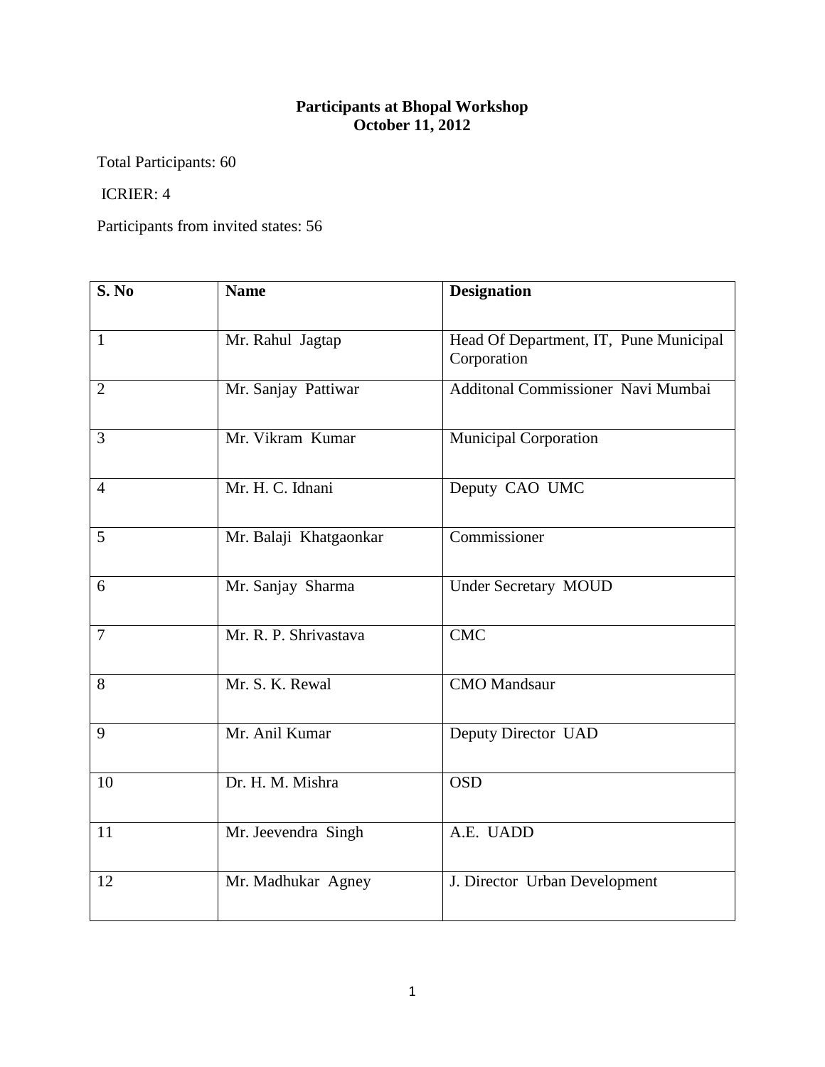**Participants at Bhopal Workshop**
**October 11, 2012**

Total Participants: 60

ICRIER: 4

Participants from invited states: 56

| S. No | Name | Designation |
|---|---|---|
| 1 | Mr. Rahul Jagtap | Head Of Department, IT, Pune Municipal Corporation |
| 2 | Mr. Sanjay Pattiwar | Additonal Commissioner Navi Mumbai |
| 3 | Mr. Vikram Kumar | Municipal Corporation |
| 4 | Mr. H. C. Idnani | Deputy CAO UMC |
| 5 | Mr. Balaji Khatgaonkar | Commissioner |
| 6 | Mr. Sanjay Sharma | Under Secretary MOUD |
| 7 | Mr. R. P. Shrivastava | CMC |
| 8 | Mr. S. K. Rewal | CMO Mandsaur |
| 9 | Mr. Anil Kumar | Deputy Director UAD |
| 10 | Dr. H. M. Mishra | OSD |
| 11 | Mr. Jeevendra Singh | A.E. UADD |
| 12 | Mr. Madhukar Agney | J. Director Urban Development |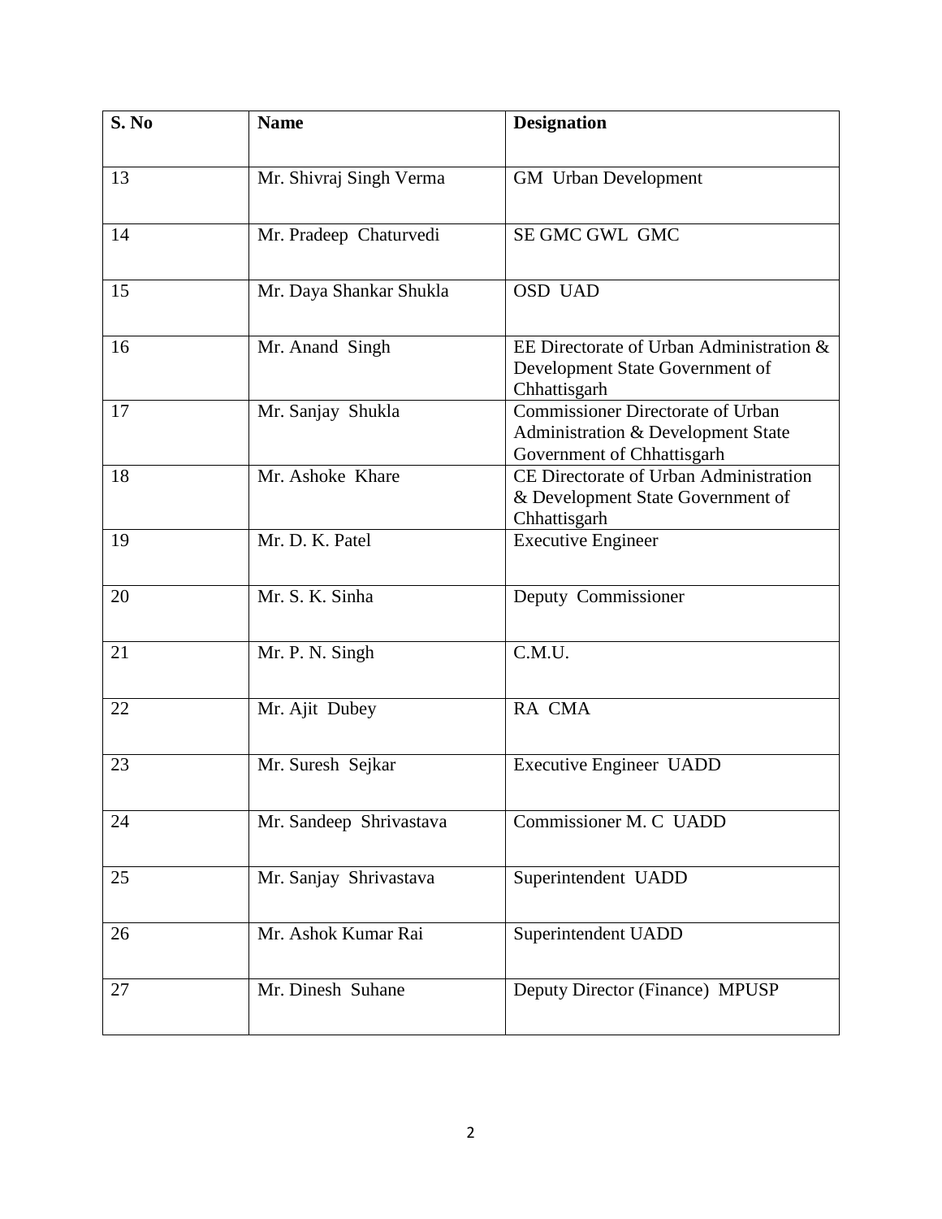| S. No | Name | Designation |
|---|---|---|
| 13 | Mr. Shivraj Singh Verma | GM Urban Development |
| 14 | Mr. Pradeep Chaturvedi | SE GMC GWL GMC |
| 15 | Mr. Daya Shankar Shukla | OSD UAD |
| 16 | Mr. Anand Singh | EE Directorate of Urban Administration & Development State Government of Chhattisgarh |
| 17 | Mr. Sanjay Shukla | Commissioner Directorate of Urban Administration & Development State Government of Chhattisgarh |
| 18 | Mr. Ashoke Khare | CE Directorate of Urban Administration & Development State Government of Chhattisgarh |
| 19 | Mr. D. K. Patel | Executive Engineer |
| 20 | Mr. S. K. Sinha | Deputy Commissioner |
| 21 | Mr. P. N. Singh | C.M.U. |
| 22 | Mr. Ajit Dubey | RA CMA |
| 23 | Mr. Suresh Sejkar | Executive Engineer UADD |
| 24 | Mr. Sandeep Shrivastava | Commissioner M. C UADD |
| 25 | Mr. Sanjay Shrivastava | Superintendent UADD |
| 26 | Mr. Ashok Kumar Rai | Superintendent UADD |
| 27 | Mr. Dinesh Suhane | Deputy Director (Finance) MPUSP |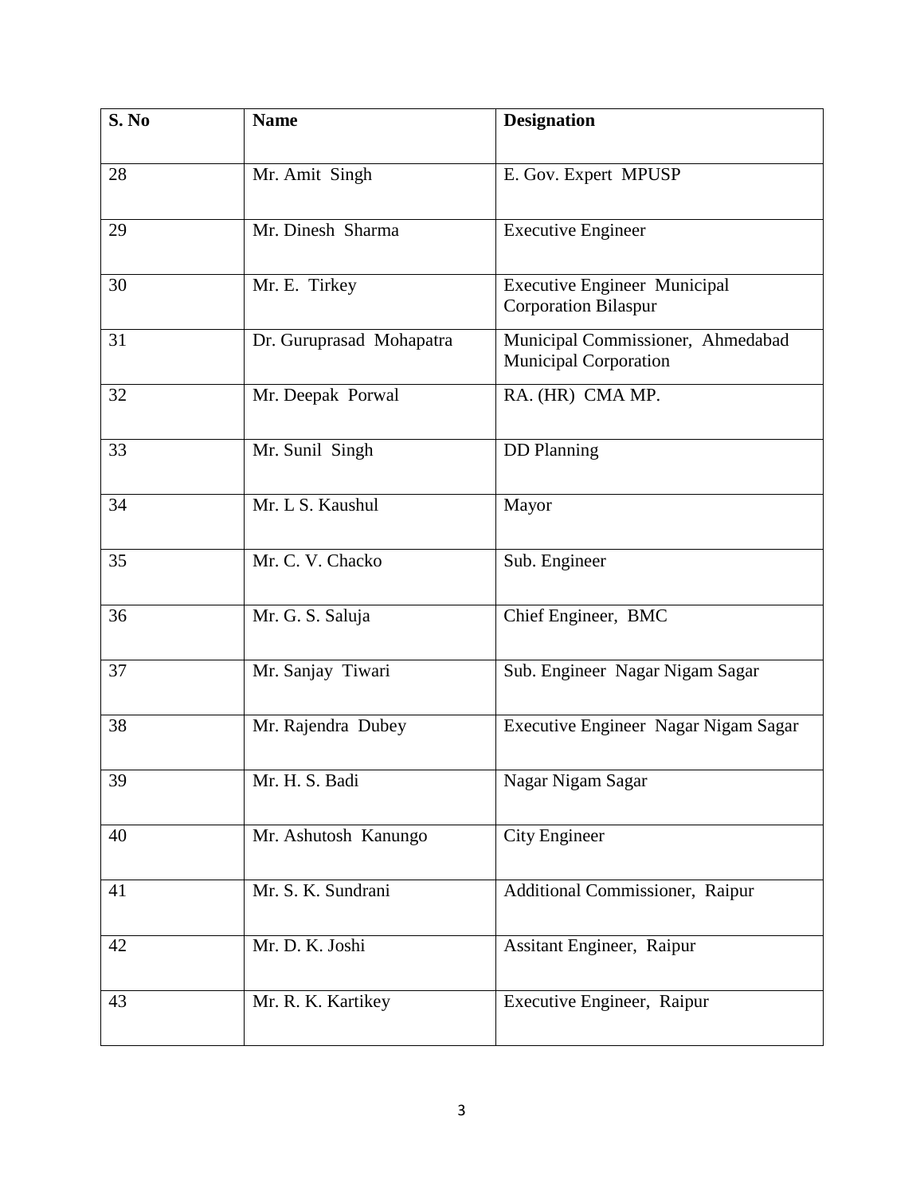| S. No | Name | Designation |
| --- | --- | --- |
| 28 | Mr. Amit Singh | E. Gov. Expert MPUSP |
| 29 | Mr. Dinesh Sharma | Executive Engineer |
| 30 | Mr. E. Tirkey | Executive Engineer Municipal Corporation Bilaspur |
| 31 | Dr. Guruprasad Mohapatra | Municipal Commissioner, Ahmedabad Municipal Corporation |
| 32 | Mr. Deepak Porwal | RA. (HR) CMA MP. |
| 33 | Mr. Sunil Singh | DD Planning |
| 34 | Mr. L S. Kaushul | Mayor |
| 35 | Mr. C. V. Chacko | Sub. Engineer |
| 36 | Mr. G. S. Saluja | Chief Engineer, BMC |
| 37 | Mr. Sanjay Tiwari | Sub. Engineer Nagar Nigam Sagar |
| 38 | Mr. Rajendra Dubey | Executive Engineer Nagar Nigam Sagar |
| 39 | Mr. H. S. Badi | Nagar Nigam Sagar |
| 40 | Mr. Ashutosh Kanungo | City Engineer |
| 41 | Mr. S. K. Sundrani | Additional Commissioner, Raipur |
| 42 | Mr. D. K. Joshi | Assitant Engineer, Raipur |
| 43 | Mr. R. K. Kartikey | Executive Engineer, Raipur |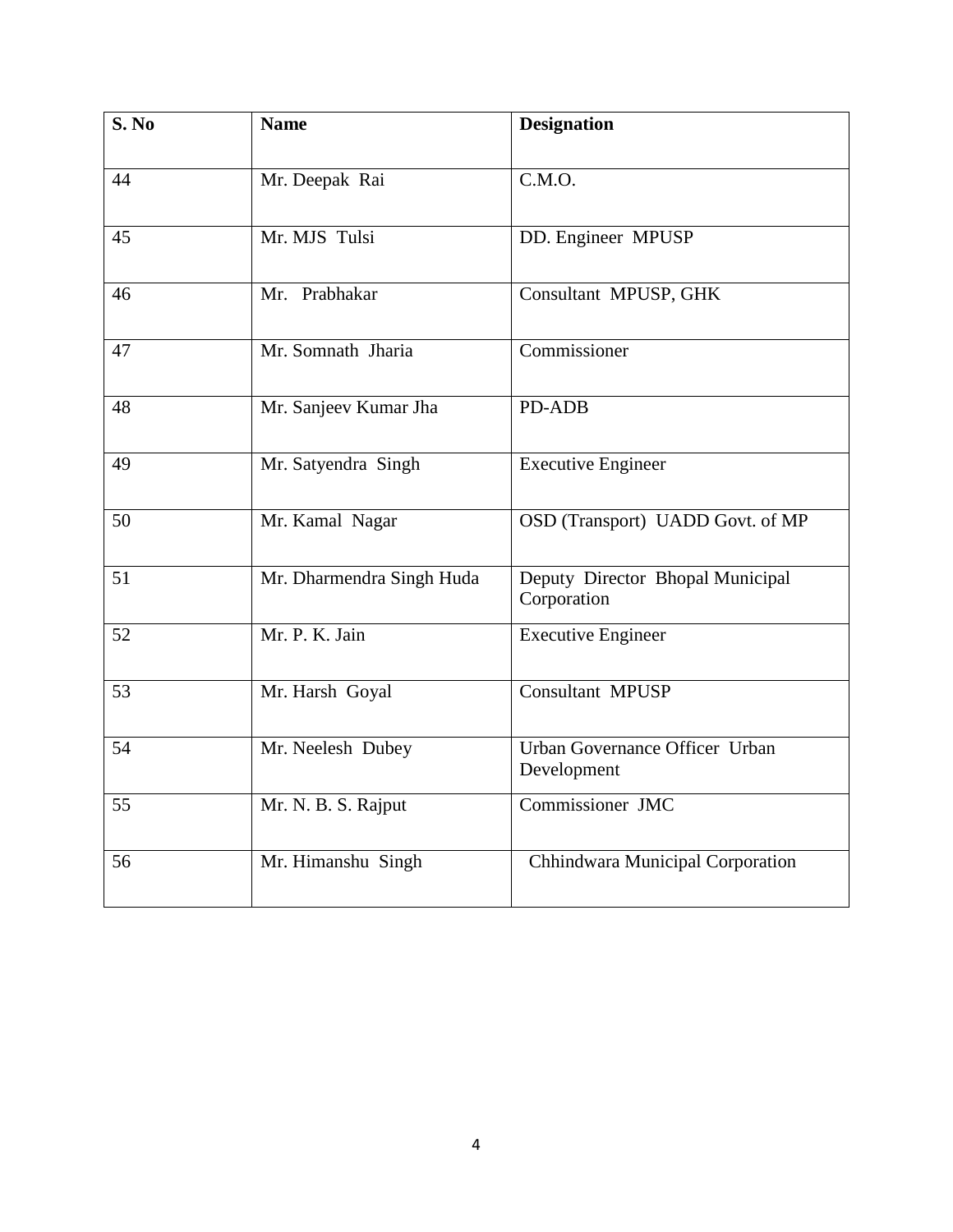| S. No | Name | Designation |
|---|---|---|
| 44 | Mr. Deepak Rai | C.M.O. |
| 45 | Mr. MJS Tulsi | DD. Engineer MPUSP |
| 46 | Mr. Prabhakar | Consultant MPUSP, GHK |
| 47 | Mr. Somnath Jharia | Commissioner |
| 48 | Mr. Sanjeev Kumar Jha | PD-ADB |
| 49 | Mr. Satyendra Singh | Executive Engineer |
| 50 | Mr. Kamal Nagar | OSD (Transport) UADD Govt. of MP |
| 51 | Mr. Dharmendra Singh Huda | Deputy Director Bhopal Municipal Corporation |
| 52 | Mr. P. K. Jain | Executive Engineer |
| 53 | Mr. Harsh Goyal | Consultant MPUSP |
| 54 | Mr. Neelesh Dubey | Urban Governance Officer Urban Development |
| 55 | Mr. N. B. S. Rajput | Commissioner JMC |
| 56 | Mr. Himanshu Singh | Chhindwara Municipal Corporation |